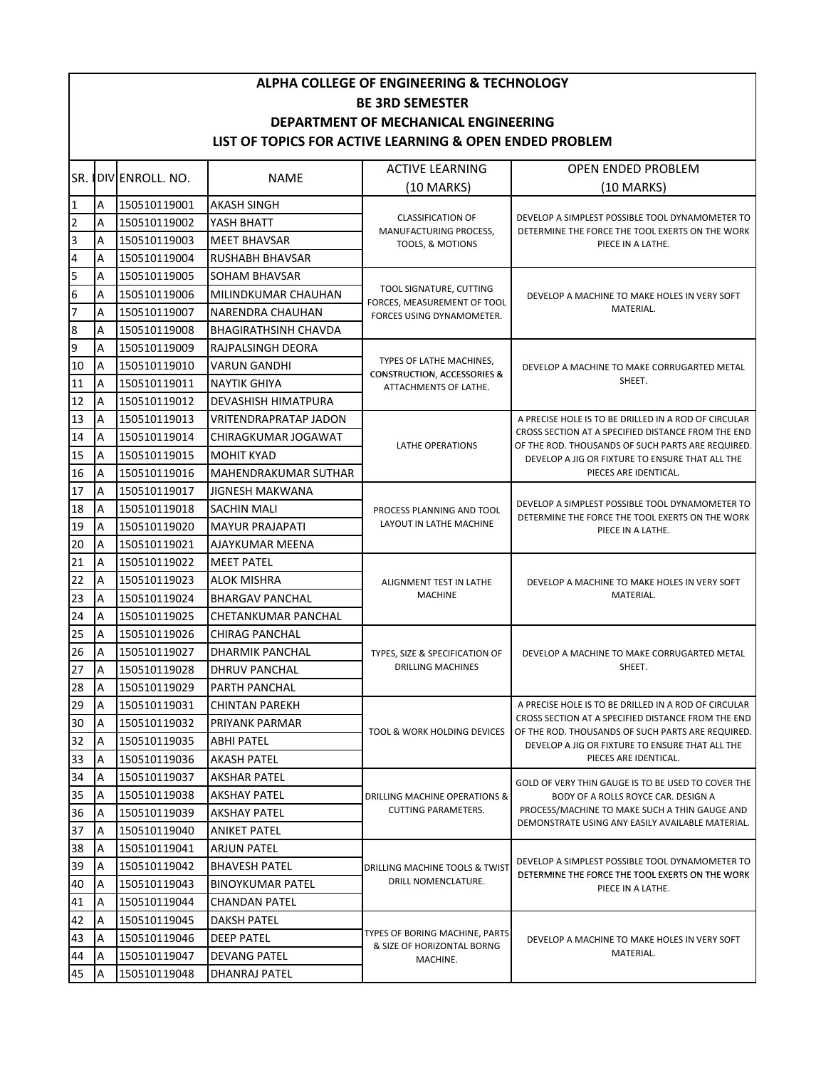# ALPHA COLLEGE OF ENGINEERING & TECHNOLOGY

## BE 3RD SEMESTER

## DEPARTMENT OF MECHANICAL ENGINEERING

## LIST OF TOPICS FOR ACTIVE LEARNING & OPEN ENDED PROBLEM

| SR. NO. | DIV | ENROLL. NO. | NAME | ACTIVE LEARNING (10 MARKS) | OPEN ENDED PROBLEM (10 MARKS) |
|---|---|---|---|---|---|
| 1 | A | 150510119001 | AKASH SINGH | CLASSIFICATION OF MANUFACTURING PROCESS, TOOLS, & MOTIONS | DEVELOP A SIMPLEST POSSIBLE TOOL DYNAMOMETER TO DETERMINE THE FORCE THE TOOL EXERTS ON THE WORK PIECE IN A LATHE. |
| 2 | A | 150510119002 | YASH BHATT | | |
| 3 | A | 150510119003 | MEET BHAVSAR | | |
| 4 | A | 150510119004 | RUSHABH BHAVSAR | | |
| 5 | A | 150510119005 | SOHAM BHAVSAR | TOOL SIGNATURE, CUTTING FORCES, MEASUREMENT OF TOOL FORCES USING DYNAMOMETER. | DEVELOP A MACHINE TO MAKE HOLES IN VERY SOFT MATERIAL. |
| 6 | A | 150510119006 | MILINDKUMAR CHAUHAN | | |
| 7 | A | 150510119007 | NARENDRA CHAUHAN | | |
| 8 | A | 150510119008 | BHAGIRATHSINH CHAVDA | | |
| 9 | A | 150510119009 | RAJPALSINGH DEORA | TYPES OF LATHE MACHINES, CONSTRUCTION, ACCESSORIES & ATTACHMENTS OF LATHE. | DEVELOP A MACHINE TO MAKE CORRUGARTED METAL SHEET. |
| 10 | A | 150510119010 | VARUN GANDHI | | |
| 11 | A | 150510119011 | NAYTIK GHIYA | | |
| 12 | A | 150510119012 | DEVASHISH HIMATPURA | | |
| 13 | A | 150510119013 | VRITENDRAPRATAP JADON | LATHE OPERATIONS | A PRECISE HOLE IS TO BE DRILLED IN A ROD OF CIRCULAR CROSS SECTION AT A SPECIFIED DISTANCE FROM THE END OF THE ROD. THOUSANDS OF SUCH PARTS ARE REQUIRED. DEVELOP A JIG OR FIXTURE TO ENSURE THAT ALL THE PIECES ARE IDENTICAL. |
| 14 | A | 150510119014 | CHIRAGKUMAR JOGAWAT | | |
| 15 | A | 150510119015 | MOHIT KYAD | | |
| 16 | A | 150510119016 | MAHENDRAKUMAR SUTHAR | | |
| 17 | A | 150510119017 | JIGNESH MAKWANA | PROCESS PLANNING AND TOOL LAYOUT IN LATHE MACHINE | DEVELOP A SIMPLEST POSSIBLE TOOL DYNAMOMETER TO DETERMINE THE FORCE THE TOOL EXERTS ON THE WORK PIECE IN A LATHE. |
| 18 | A | 150510119018 | SACHIN MALI | | |
| 19 | A | 150510119020 | MAYUR PRAJAPATI | | |
| 20 | A | 150510119021 | AJAYKUMAR MEENA | | |
| 21 | A | 150510119022 | MEET PATEL | ALIGNMENT TEST IN LATHE MACHINE | DEVELOP A MACHINE TO MAKE HOLES IN VERY SOFT MATERIAL. |
| 22 | A | 150510119023 | ALOK MISHRA | | |
| 23 | A | 150510119024 | BHARGAV PANCHAL | | |
| 24 | A | 150510119025 | CHETANKUMAR PANCHAL | | |
| 25 | A | 150510119026 | CHIRAG PANCHAL | TYPES, SIZE & SPECIFICATION OF DRILLING MACHINES | DEVELOP A MACHINE TO MAKE CORRUGARTED METAL SHEET. |
| 26 | A | 150510119027 | DHARMIK PANCHAL | | |
| 27 | A | 150510119028 | DHRUV PANCHAL | | |
| 28 | A | 150510119029 | PARTH PANCHAL | | |
| 29 | A | 150510119031 | CHINTAN PAREKH | TOOL & WORK HOLDING DEVICES | A PRECISE HOLE IS TO BE DRILLED IN A ROD OF CIRCULAR CROSS SECTION AT A SPECIFIED DISTANCE FROM THE END OF THE ROD. THOUSANDS OF SUCH PARTS ARE REQUIRED. DEVELOP A JIG OR FIXTURE TO ENSURE THAT ALL THE PIECES ARE IDENTICAL. |
| 30 | A | 150510119032 | PRIYANK PARMAR | | |
| 32 | A | 150510119035 | ABHI PATEL | | |
| 33 | A | 150510119036 | AKASH PATEL | | |
| 34 | A | 150510119037 | AKSHAR PATEL | DRILLING MACHINE OPERATIONS & CUTTING PARAMETERS. | GOLD OF VERY THIN GAUGE IS TO BE USED TO COVER THE BODY OF A ROLLS ROYCE CAR. DESIGN A PROCESS/MACHINE TO MAKE SUCH A THIN GAUGE AND DEMONSTRATE USING ANY EASILY AVAILABLE MATERIAL. |
| 35 | A | 150510119038 | AKSHAY PATEL | | |
| 36 | A | 150510119039 | AKSHAY PATEL | | |
| 37 | A | 150510119040 | ANIKET PATEL | | |
| 38 | A | 150510119041 | ARJUN PATEL | DRILLING MACHINE TOOLS & TWIST DRILL NOMENCLATURE. | DEVELOP A SIMPLEST POSSIBLE TOOL DYNAMOMETER TO DETERMINE THE FORCE THE TOOL EXERTS ON THE WORK PIECE IN A LATHE. |
| 39 | A | 150510119042 | BHAVESH PATEL | | |
| 40 | A | 150510119043 | BINOYKUMAR PATEL | | |
| 41 | A | 150510119044 | CHANDAN PATEL | | |
| 42 | A | 150510119045 | DAKSH PATEL | TYPES OF BORING MACHINE, PARTS & SIZE OF HORIZONTAL BORNG MACHINE. | DEVELOP A MACHINE TO MAKE HOLES IN VERY SOFT MATERIAL. |
| 43 | A | 150510119046 | DEEP PATEL | | |
| 44 | A | 150510119047 | DEVANG PATEL | | |
| 45 | A | 150510119048 | DHANRAJ PATEL | | |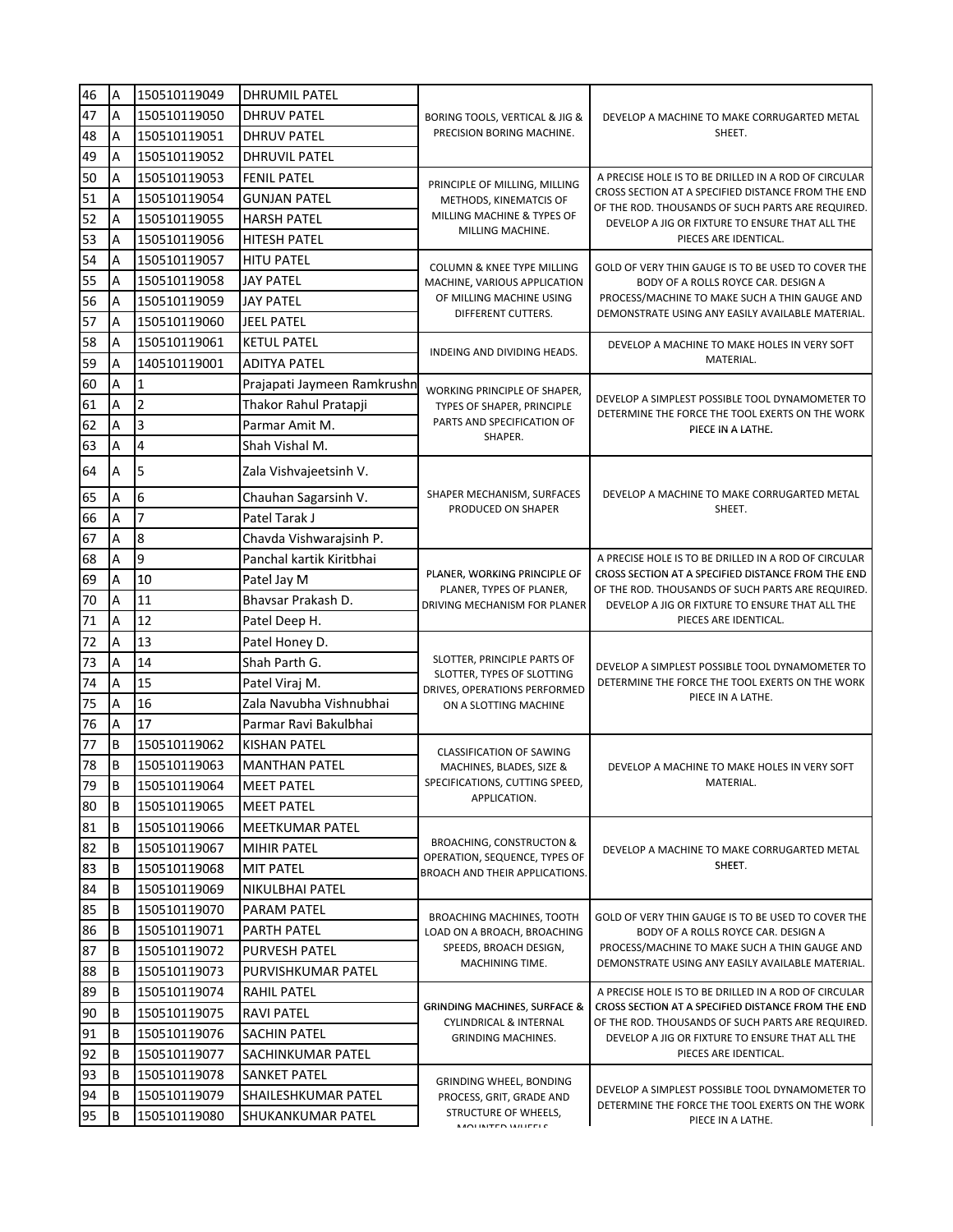| 46 | A | 150510119049 | DHRUMIL PATEL | BORING TOOLS, VERTICAL & JIG & PRECISION BORING MACHINE. | DEVELOP A MACHINE TO MAKE CORRUGARTED METAL SHEET. |
|---|---|---|---|---|---|
| 47 | A | 150510119050 | DHRUV PATEL | | |
| 48 | A | 150510119051 | DHRUV PATEL | | |
| 49 | A | 150510119052 | DHRUVIL PATEL | | |
| 50 | A | 150510119053 | FENIL PATEL | PRINCIPLE OF MILLING, MILLING METHODS, KINEMATCIS OF MILLING MACHINE & TYPES OF MILLING MACHINE. | A PRECISE HOLE IS TO BE DRILLED IN A ROD OF CIRCULAR CROSS SECTION AT A SPECIFIED DISTANCE FROM THE END OF THE ROD. THOUSANDS OF SUCH PARTS ARE REQUIRED. DEVELOP A JIG OR FIXTURE TO ENSURE THAT ALL THE PIECES ARE IDENTICAL. |
| 51 | A | 150510119054 | GUNJAN PATEL | | |
| 52 | A | 150510119055 | HARSH PATEL | | |
| 53 | A | 150510119056 | HITESH PATEL | | |
| 54 | A | 150510119057 | HITU PATEL | COLUMN & KNEE TYPE MILLING MACHINE, VARIOUS APPLICATION OF MILLING MACHINE USING DIFFERENT CUTTERS. | GOLD OF VERY THIN GAUGE IS TO BE USED TO COVER THE BODY OF A ROLLS ROYCE CAR. DESIGN A PROCESS/MACHINE TO MAKE SUCH A THIN GAUGE AND DEMONSTRATE USING ANY EASILY AVAILABLE MATERIAL. |
| 55 | A | 150510119058 | JAY PATEL | | |
| 56 | A | 150510119059 | JAY PATEL | | |
| 57 | A | 150510119060 | JEEL PATEL | | |
| 58 | A | 150510119061 | KETUL PATEL | INDEING AND DIVIDING HEADS. | DEVELOP A MACHINE TO MAKE HOLES IN VERY SOFT MATERIAL. |
| 59 | A | 140510119001 | ADITYA PATEL | | |
| 60 | A | 1 | Prajapati Jaymeen Ramkrushn | WORKING PRINCIPLE OF SHAPER, TYPES OF SHAPER, PRINCIPLE PARTS AND SPECIFICATION OF SHAPER. | DEVELOP A SIMPLEST POSSIBLE TOOL DYNAMOMETER TO DETERMINE THE FORCE THE TOOL EXERTS ON THE WORK PIECE IN A LATHE. |
| 61 | A | 2 | Thakor Rahul Pratapji | | |
| 62 | A | 3 | Parmar Amit M. | | |
| 63 | A | 4 | Shah Vishal M. | | |
| 64 | A | 5 | Zala Vishvajeetsinh V. | SHAPER MECHANISM, SURFACES PRODUCED ON SHAPER | DEVELOP A MACHINE TO MAKE CORRUGARTED METAL SHEET. |
| 65 | A | 6 | Chauhan Sagarsinh V. | | |
| 66 | A | 7 | Patel Tarak J | | |
| 67 | A | 8 | Chavda Vishwarajsinh P. | | |
| 68 | A | 9 | Panchal kartik Kiritbhai | PLANER, WORKING PRINCIPLE OF PLANER, TYPES OF PLANER, DRIVING MECHANISM FOR PLANER | A PRECISE HOLE IS TO BE DRILLED IN A ROD OF CIRCULAR CROSS SECTION AT A SPECIFIED DISTANCE FROM THE END OF THE ROD. THOUSANDS OF SUCH PARTS ARE REQUIRED. DEVELOP A JIG OR FIXTURE TO ENSURE THAT ALL THE PIECES ARE IDENTICAL. |
| 69 | A | 10 | Patel Jay M | | |
| 70 | A | 11 | Bhavsar Prakash D. | | |
| 71 | A | 12 | Patel Deep H. | | |
| 72 | A | 13 | Patel Honey D. | SLOTTER, PRINCIPLE PARTS OF SLOTTER, TYPES OF SLOTTING DRIVES, OPERATIONS PERFORMED ON A SLOTTING MACHINE | DEVELOP A SIMPLEST POSSIBLE TOOL DYNAMOMETER TO DETERMINE THE FORCE THE TOOL EXERTS ON THE WORK PIECE IN A LATHE. |
| 73 | A | 14 | Shah Parth G. | | |
| 74 | A | 15 | Patel Viraj M. | | |
| 75 | A | 16 | Zala Navubha Vishnubhai | | |
| 76 | A | 17 | Parmar Ravi Bakulbhai | | |
| 77 | B | 150510119062 | KISHAN PATEL | CLASSIFICATION OF SAWING MACHINES, BLADES, SIZE & SPECIFICATIONS, CUTTING SPEED, APPLICATION. | DEVELOP A MACHINE TO MAKE HOLES IN VERY SOFT MATERIAL. |
| 78 | B | 150510119063 | MANTHAN PATEL | | |
| 79 | B | 150510119064 | MEET PATEL | | |
| 80 | B | 150510119065 | MEET PATEL | | |
| 81 | B | 150510119066 | MEETKUMAR PATEL | BROACHING, CONSTRUCTON & OPERATION, SEQUENCE, TYPES OF BROACH AND THEIR APPLICATIONS. | DEVELOP A MACHINE TO MAKE CORRUGARTED METAL SHEET. |
| 82 | B | 150510119067 | MIHIR PATEL | | |
| 83 | B | 150510119068 | MIT PATEL | | |
| 84 | B | 150510119069 | NIKULBHAI PATEL | | |
| 85 | B | 150510119070 | PARAM PATEL | BROACHING MACHINES, TOOTH LOAD ON A BROACH, BROACHING SPEEDS, BROACH DESIGN, MACHINING TIME. | GOLD OF VERY THIN GAUGE IS TO BE USED TO COVER THE BODY OF A ROLLS ROYCE CAR. DESIGN A PROCESS/MACHINE TO MAKE SUCH A THIN GAUGE AND DEMONSTRATE USING ANY EASILY AVAILABLE MATERIAL. |
| 86 | B | 150510119071 | PARTH PATEL | | |
| 87 | B | 150510119072 | PURVESH PATEL | | |
| 88 | B | 150510119073 | PURVISHKUMAR PATEL | | |
| 89 | B | 150510119074 | RAHIL PATEL | GRINDING MACHINES, SURFACE & CYLINDRICAL & INTERNAL GRINDING MACHINES. | A PRECISE HOLE IS TO BE DRILLED IN A ROD OF CIRCULAR CROSS SECTION AT A SPECIFIED DISTANCE FROM THE END OF THE ROD. THOUSANDS OF SUCH PARTS ARE REQUIRED. DEVELOP A JIG OR FIXTURE TO ENSURE THAT ALL THE PIECES ARE IDENTICAL. |
| 90 | B | 150510119075 | RAVI PATEL | | |
| 91 | B | 150510119076 | SACHIN PATEL | | |
| 92 | B | 150510119077 | SACHINKUMAR PATEL | | |
| 93 | B | 150510119078 | SANKET PATEL | GRINDING WHEEL, BONDING PROCESS, GRIT, GRADE AND STRUCTURE OF WHEELS, MOUNTED WHEELS | DEVELOP A SIMPLEST POSSIBLE TOOL DYNAMOMETER TO DETERMINE THE FORCE THE TOOL EXERTS ON THE WORK PIECE IN A LATHE. |
| 94 | B | 150510119079 | SHAILESHKUMAR PATEL | | |
| 95 | B | 150510119080 | SHUKANKUMAR PATEL | | |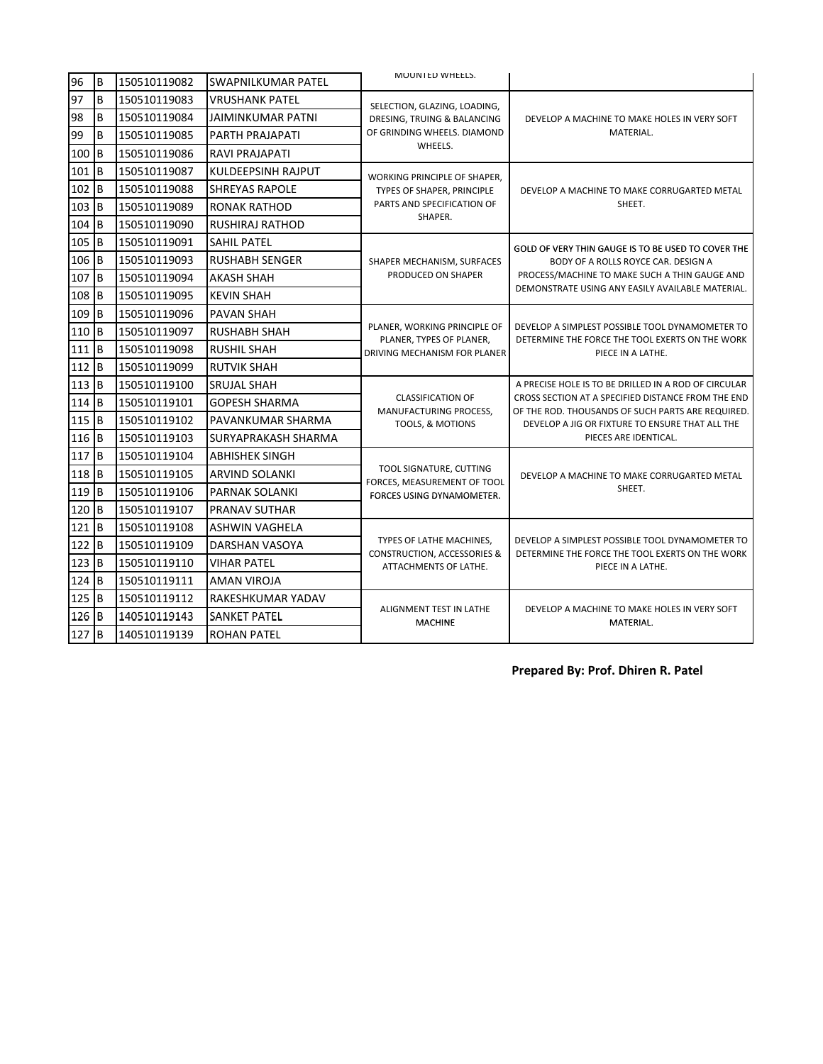| | | | | | |
|---|---|---|---|---|---|
| 96 | B | 150510119082 | SWAPNILKUMAR PATEL | MOUNTED WHEELS. | |
| 97 | B | 150510119083 | VRUSHANK PATEL | SELECTION, GLAZING, LOADING, DRESING, TRUING & BALANCING OF GRINDING WHEELS. DIAMOND WHEELS. | DEVELOP A MACHINE TO MAKE HOLES IN VERY SOFT MATERIAL. |
| 98 | B | 150510119084 | JAIMINKUMAR PATNI | | |
| 99 | B | 150510119085 | PARTH PRAJAPATI | | |
| 100 | B | 150510119086 | RAVI PRAJAPATI | | |
| 101 | B | 150510119087 | KULDEEPSINH RAJPUT | WORKING PRINCIPLE OF SHAPER, TYPES OF SHAPER, PRINCIPLE PARTS AND SPECIFICATION OF SHAPER. | DEVELOP A MACHINE TO MAKE CORRUGARTED METAL SHEET. |
| 102 | B | 150510119088 | SHREYAS RAPOLE | | |
| 103 | B | 150510119089 | RONAK RATHOD | | |
| 104 | B | 150510119090 | RUSHIRAJ RATHOD | | |
| 105 | B | 150510119091 | SAHIL PATEL | SHAPER MECHANISM, SURFACES PRODUCED ON SHAPER | GOLD OF VERY THIN GAUGE IS TO BE USED TO COVER THE BODY OF A ROLLS ROYCE CAR. DESIGN A PROCESS/MACHINE TO MAKE SUCH A THIN GAUGE AND DEMONSTRATE USING ANY EASILY AVAILABLE MATERIAL. |
| 106 | B | 150510119093 | RUSHABH SENGER | | |
| 107 | B | 150510119094 | AKASH SHAH | | |
| 108 | B | 150510119095 | KEVIN SHAH | | |
| 109 | B | 150510119096 | PAVAN SHAH | PLANER, WORKING PRINCIPLE OF PLANER, TYPES OF PLANER, DRIVING MECHANISM FOR PLANER | DEVELOP A SIMPLEST POSSIBLE TOOL DYNAMOMETER TO DETERMINE THE FORCE THE TOOL EXERTS ON THE WORK PIECE IN A LATHE. |
| 110 | B | 150510119097 | RUSHABH SHAH | | |
| 111 | B | 150510119098 | RUSHIL SHAH | | |
| 112 | B | 150510119099 | RUTVIK SHAH | | |
| 113 | B | 150510119100 | SRUJAL SHAH | CLASSIFICATION OF MANUFACTURING PROCESS, TOOLS, & MOTIONS | A PRECISE HOLE IS TO BE DRILLED IN A ROD OF CIRCULAR CROSS SECTION AT A SPECIFIED DISTANCE FROM THE END OF THE ROD. THOUSANDS OF SUCH PARTS ARE REQUIRED. DEVELOP A JIG OR FIXTURE TO ENSURE THAT ALL THE PIECES ARE IDENTICAL. |
| 114 | B | 150510119101 | GOPESH SHARMA | | |
| 115 | B | 150510119102 | PAVANKUMAR SHARMA | | |
| 116 | B | 150510119103 | SURYAPRAKASH SHARMA | | |
| 117 | B | 150510119104 | ABHISHEK SINGH | TOOL SIGNATURE, CUTTING FORCES, MEASUREMENT OF TOOL FORCES USING DYNAMOMETER. | DEVELOP A MACHINE TO MAKE CORRUGARTED METAL SHEET. |
| 118 | B | 150510119105 | ARVIND SOLANKI | | |
| 119 | B | 150510119106 | PARNAK SOLANKI | | |
| 120 | B | 150510119107 | PRANAV SUTHAR | | |
| 121 | B | 150510119108 | ASHWIN VAGHELA | TYPES OF LATHE MACHINES, CONSTRUCTION, ACCESSORIES & ATTACHMENTS OF LATHE. | DEVELOP A SIMPLEST POSSIBLE TOOL DYNAMOMETER TO DETERMINE THE FORCE THE TOOL EXERTS ON THE WORK PIECE IN A LATHE. |
| 122 | B | 150510119109 | DARSHAN VASOYA | | |
| 123 | B | 150510119110 | VIHAR PATEL | | |
| 124 | B | 150510119111 | AMAN VIROJA | | |
| 125 | B | 150510119112 | RAKESHKUMAR YADAV | ALIGNMENT TEST IN LATHE MACHINE | DEVELOP A MACHINE TO MAKE HOLES IN VERY SOFT MATERIAL. |
| 126 | B | 140510119143 | SANKET PATEL | | |
| 127 | B | 140510119139 | ROHAN PATEL | | |

**Prepared By: Prof. Dhiren R. Patel**